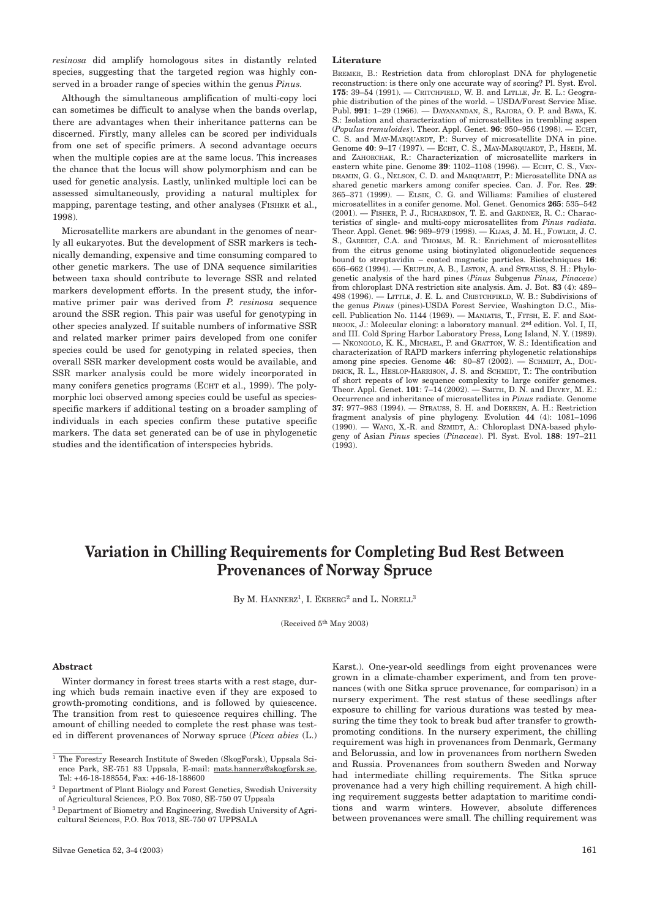*resinosa* did amplify homologous sites in distantly related species, suggesting that the targeted region was highly conserved in a broader range of species within the genus *Pinus.*

Although the simultaneous amplification of multi-copy loci can sometimes be difficult to analyse when the bands overlap, there are advantages when their inheritance patterns can be discerned. Firstly, many alleles can be scored per individuals from one set of specific primers. A second advantage occurs when the multiple copies are at the same locus. This increases the chance that the locus will show polymorphism and can be used for genetic analysis. Lastly, unlinked multiple loci can be assessed simultaneously, providing a natural multiplex for mapping, parentage testing, and other analyses (FISHER et al., 1998).

Microsatellite markers are abundant in the genomes of nearly all eukaryotes. But the development of SSR markers is technically demanding, expensive and time consuming compared to other genetic markers. The use of DNA sequence similarities between taxa should contribute to leverage SSR and related markers development efforts. In the present study, the informative primer pair was derived from *P. resinosa* sequence around the SSR region. This pair was useful for genotyping in other species analyzed. If suitable numbers of informative SSR and related marker primer pairs developed from one conifer species could be used for genotyping in related species, then overall SSR marker development costs would be available, and SSR marker analysis could be more widely incorporated in many conifers genetics programs (ECHT et al., 1999). The polymorphic loci observed among species could be useful as species-specific markers if additional testing on a broader sampling of individuals in each species confirm these putative specific markers. The data set generated can be of use in phylogenetic studies and the identification of interspecies hybrids.

**Literature**

BREMER, B.: Restriction data from chloroplast DNA for phylogenetic reconstruction: is there only one accurate way of scoring? Pl. Syst. Evol. **175**: 39–54 (1991). — CRITCHFIELD, W. B. and LITLLE, Jr. E. L.: Geographic distribution of the pines of the world. – USDA/Forest Service Misc. Publ. **991**: 1–29 (1966). — DAYANANDAN, S., RAJORA, O. P. and BAWA, K. S.: Isolation and characterization of microsatellites in trembling aspen (*Populus tremuloides*). Theor. Appl. Genet. **96**: 950–956 (1998). — ECHT, C. S. and MAY-MARQUARDT, P.: Survey of microsatellite DNA in pine. Genome **40**: 9–17 (1997). — ECHT, C. S., MAY-MARQUARDT, P., HSEIH, M. and ZAHORCHAK, R.: Characterization of microsatellite markers in eastern white pine. Genome **39**: 1102–1108 (1996). — ECHT, C. S., VENDRAMIN, G. G., NELSON, C. D. and MARQUARDT, P.: Microsatellite DNA as shared genetic markers among conifer species. Can. J. For. Res. **29**: 365–371 (1999). — ELSIK, C. G. and Williams: Families of clustered microsatellites in a conifer genome. Mol. Genet. Genomics **265**: 535–542 (2001). — FISHER, P. J., RICHARDSON, T. E. and GARDNER, R. C.: Characteristics of single- and multi-copy microsatellites from *Pinus radiata*. Theor. Appl. Genet. **96**: 969–979 (1998). — KIJAS, J. M. H., FOWLER, J. C. S., GARBERT, C.A. and THOMAS, M. R.: Enrichment of microsatellites from the citrus genome using biotinylated oligonucleotide sequences bound to streptavidin – coated magnetic particles. Biotechniques **16**: 656–662 (1994). — KRUPLIN, A. B., LISTON, A. and STRAUSS, S. H.: Phylogenetic analysis of the hard pines (*Pinus* Subgenus *Pinus, Pinaceae*) from chloroplast DNA restriction site analysis. Am. J. Bot. **83** (4): 489–498 (1996). — LITTLE, J. E. L. and CRISTCHFIELD, W. B.: Subdivisions of the genus *Pinus* (pines)-USDA Forest Service, Washington D.C., Miscell. Publication No. 1144 (1969). — MANIATIS, T., FITSH, E. F. and SAMBROOK, J.: Molecular cloning: a laboratory manual. 2nd edition. Vol. I, II, and III. Cold Spring Harbor Laboratory Press, Long Island, N. Y. (1989). — NKONGOLO, K. K., MICHAEL, P. and GRATTON, W. S.: Identification and characterization of RAPD markers inferring phylogenetic relationships among pine species. Genome **46**: 80–87 (2002). — SCHMIDT, A., DOUDRICK, R. L., HESLOP-HARRISON, J. S. and SCHMIDT, T.: The contribution of short repeats of low sequence complexity to large conifer genomes. Theor. Appl. Genet. **101**: 7–14 (2002). — SMITH, D. N. and DEVEY, M. E.: Occurrence and inheritance of microsatellites in *Pinus* radiate. Genome **37**: 977–983 (1994). — STRAUSS, S. H. and DOERKEN, A. H.: Restriction fragment analysis of pine phylogeny. Evolution **44** (4): 1081–1096 (1990). — WANG, X.-R. and SZMIDT, A.: Chloroplast DNA-based phylogeny of Asian *Pinus* species (*Pinaceae*). Pl. Syst. Evol. **188**: 197–211 (1993).

# Variation in Chilling Requirements for Completing Bud Rest Between Provenances of Norway Spruce

By M. HANNERZ[1], I. EKBERG[2] and L. NORELL[3]

(Received 5th May 2003)

**Abstract**

Winter dormancy in forest trees starts with a rest stage, during which buds remain inactive even if they are exposed to growth-promoting conditions, and is followed by quiescence. The transition from rest to quiescence requires chilling. The amount of chilling needed to complete the rest phase was tested in different provenances of Norway spruce (*Picea abies* (L.) Karst.). One-year-old seedlings from eight provenances were grown in a climate-chamber experiment, and from ten provenances (with one Sitka spruce provenance, for comparison) in a nursery experiment. The rest status of these seedlings after exposure to chilling for various durations was tested by measuring the time they took to break bud after transfer to growth-promoting conditions. In the nursery experiment, the chilling requirement was high in provenances from Denmark, Germany and Belorussia, and low in provenances from northern Sweden and Russia. Provenances from southern Sweden and Norway had intermediate chilling requirements. The Sitka spruce provenance had a very high chilling requirement. A high chilling requirement suggests better adaptation to maritime conditions and warm winters. However, absolute differences between provenances were small. The chilling requirement was

[1] The Forestry Research Institute of Sweden (SkogForsk), Uppsala Science Park, SE-751 83 Uppsala, E-mail: mats.hannerz@skogforsk.se, Tel: +46-18-188554, Fax: +46-18-188600

[2] Department of Plant Biology and Forest Genetics, Swedish University of Agricultural Sciences, P.O. Box 7080, SE-750 07 Uppsala

[3] Department of Biometry and Engineering, Swedish University of Agricultural Sciences, P.O. Box 7013, SE-750 07 UPPSALA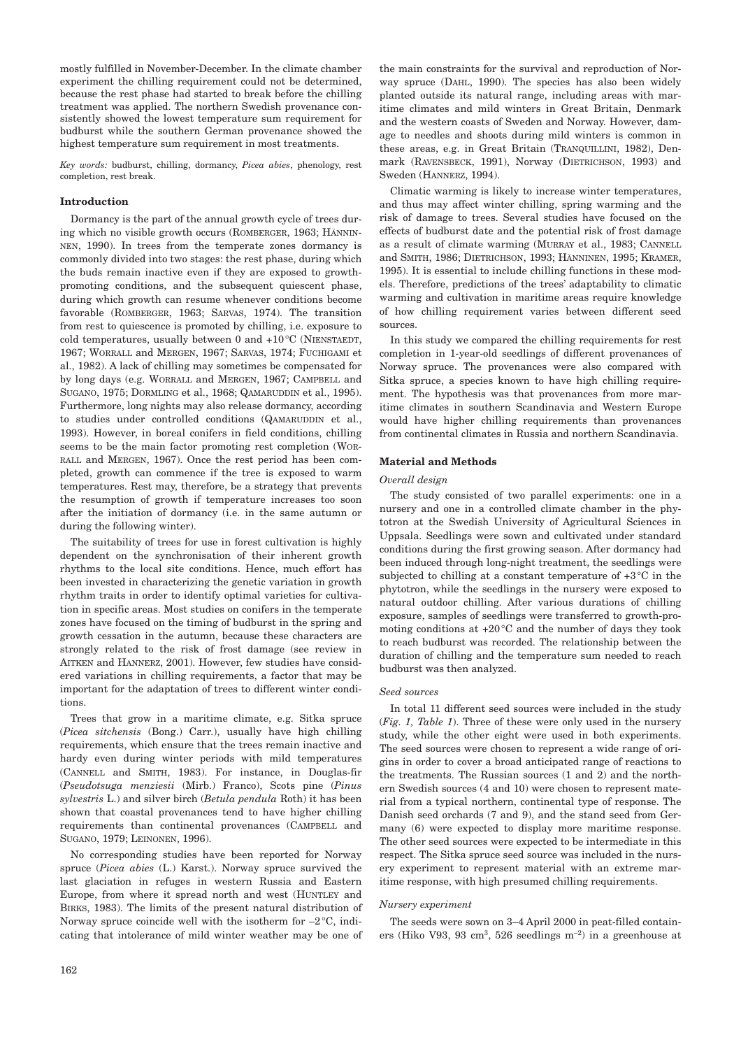mostly fulfilled in November-December. In the climate chamber experiment the chilling requirement could not be determined, because the rest phase had started to break before the chilling treatment was applied. The northern Swedish provenance consistently showed the lowest temperature sum requirement for budburst while the southern German provenance showed the highest temperature sum requirement in most treatments.

*Key words:* budburst, chilling, dormancy, *Picea abies*, phenology, rest completion, rest break.

## Introduction

Dormancy is the part of the annual growth cycle of trees during which no visible growth occurs (ROMBERGER, 1963; HÄNNINEN, 1990). In trees from the temperate zones dormancy is commonly divided into two stages: the rest phase, during which the buds remain inactive even if they are exposed to growth-promoting conditions, and the subsequent quiescent phase, during which growth can resume whenever conditions become favorable (ROMBERGER, 1963; SARVAS, 1974). The transition from rest to quiescence is promoted by chilling, i.e. exposure to cold temperatures, usually between 0 and +10 °C (NIENSTAEDT, 1967; WORRALL and MERGEN, 1967; SARVAS, 1974; FUCHIGAMI et al., 1982). A lack of chilling may sometimes be compensated for by long days (e.g. WORRALL and MERGEN, 1967; CAMPBELL and SUGANO, 1975; DORMLING et al., 1968; QAMARUDDIN et al., 1995). Furthermore, long nights may also release dormancy, according to studies under controlled conditions (QAMARUDDIN et al., 1993). However, in boreal conifers in field conditions, chilling seems to be the main factor promoting rest completion (WORRALL and MERGEN, 1967). Once the rest period has been completed, growth can commence if the tree is exposed to warm temperatures. Rest may, therefore, be a strategy that prevents the resumption of growth if temperature increases too soon after the initiation of dormancy (i.e. in the same autumn or during the following winter).

The suitability of trees for use in forest cultivation is highly dependent on the synchronisation of their inherent growth rhythms to the local site conditions. Hence, much effort has been invested in characterizing the genetic variation in growth rhythm traits in order to identify optimal varieties for cultivation in specific areas. Most studies on conifers in the temperate zones have focused on the timing of budburst in the spring and growth cessation in the autumn, because these characters are strongly related to the risk of frost damage (see review in AITKEN and HANNERZ, 2001). However, few studies have considered variations in chilling requirements, a factor that may be important for the adaptation of trees to different winter conditions.

Trees that grow in a maritime climate, e.g. Sitka spruce (*Picea sitchensis* (Bong.) Carr.), usually have high chilling requirements, which ensure that the trees remain inactive and hardy even during winter periods with mild temperatures (CANNELL and SMITH, 1983). For instance, in Douglas-fir (*Pseudotsuga menziesii* (Mirb.) Franco), Scots pine (*Pinus sylvestris* L.) and silver birch (*Betula pendula* Roth) it has been shown that coastal provenances tend to have higher chilling requirements than continental provenances (CAMPBELL and SUGANO, 1979; LEINONEN, 1996).

No corresponding studies have been reported for Norway spruce (*Picea abies* (L.) Karst.). Norway spruce survived the last glaciation in refuges in western Russia and Eastern Europe, from where it spread north and west (HUNTLEY and BIRKS, 1983). The limits of the present natural distribution of Norway spruce coincide well with the isotherm for –2 °C, indicating that intolerance of mild winter weather may be one of the main constraints for the survival and reproduction of Norway spruce (DAHL, 1990). The species has also been widely planted outside its natural range, including areas with maritime climates and mild winters in Great Britain, Denmark and the western coasts of Sweden and Norway. However, damage to needles and shoots during mild winters is common in these areas, e.g. in Great Britain (TRANQUILLINI, 1982), Denmark (RAVENSBECK, 1991), Norway (DIETRICHSON, 1993) and Sweden (HANNERZ, 1994).

Climatic warming is likely to increase winter temperatures, and thus may affect winter chilling, spring warming and the risk of damage to trees. Several studies have focused on the effects of budburst date and the potential risk of frost damage as a result of climate warming (MURRAY et al., 1983; CANNELL and SMITH, 1986; DIETRICHSON, 1993; HÄNNINEN, 1995; KRAMER, 1995). It is essential to include chilling functions in these models. Therefore, predictions of the trees' adaptability to climatic warming and cultivation in maritime areas require knowledge of how chilling requirement varies between different seed sources.

In this study we compared the chilling requirements for rest completion in 1-year-old seedlings of different provenances of Norway spruce. The provenances were also compared with Sitka spruce, a species known to have high chilling requirement. The hypothesis was that provenances from more maritime climates in southern Scandinavia and Western Europe would have higher chilling requirements than provenances from continental climates in Russia and northern Scandinavia.

## Material and Methods

### *Overall design*

The study consisted of two parallel experiments: one in a nursery and one in a controlled climate chamber in the phytotron at the Swedish University of Agricultural Sciences in Uppsala. Seedlings were sown and cultivated under standard conditions during the first growing season. After dormancy had been induced through long-night treatment, the seedlings were subjected to chilling at a constant temperature of +3 °C in the phytotron, while the seedlings in the nursery were exposed to natural outdoor chilling. After various durations of chilling exposure, samples of seedlings were transferred to growth-promoting conditions at +20 °C and the number of days they took to reach budburst was recorded. The relationship between the duration of chilling and the temperature sum needed to reach budburst was then analyzed.

### *Seed sources*

In total 11 different seed sources were included in the study (*Fig. 1, Table 1*). Three of these were only used in the nursery study, while the other eight were used in both experiments. The seed sources were chosen to represent a wide range of origins in order to cover a broad anticipated range of reactions to the treatments. The Russian sources (1 and 2) and the northern Swedish sources (4 and 10) were chosen to represent material from a typical northern, continental type of response. The Danish seed orchards (7 and 9), and the stand seed from Germany (6) were expected to display more maritime response. The other seed sources were expected to be intermediate in this respect. The Sitka spruce seed source was included in the nursery experiment to represent material with an extreme maritime response, with high presumed chilling requirements.

### *Nursery experiment*

The seeds were sown on 3–4 April 2000 in peat-filled containers (Hiko V93, 93 cm$^3$, 526 seedlings m$^{-2}$) in a greenhouse at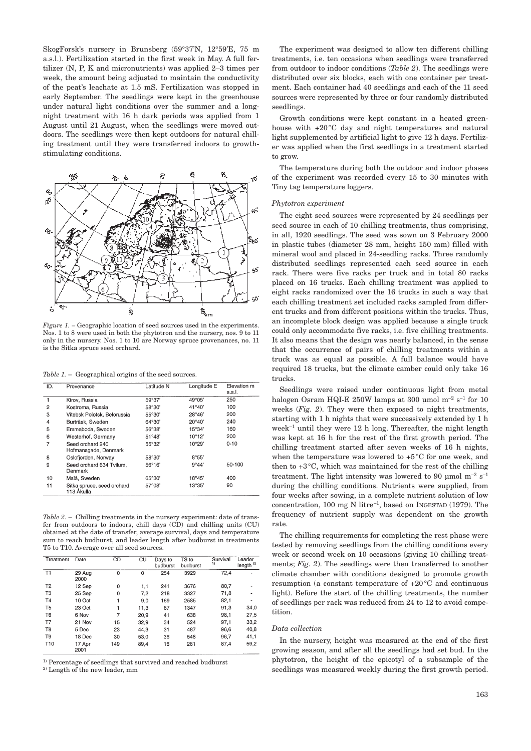SkogForsk's nursery in Brunsberg (59°37'N, 12°59'E, 75 m a.s.l.). Fertilization started in the first week in May. A full fertilizer (N, P, K and micronutrients) was applied 2–3 times per week, the amount being adjusted to maintain the conductivity of the peat's leachate at 1.5 mS. Fertilization was stopped in early September. The seedlings were kept in the greenhouse under natural light conditions over the summer and a long-night treatment with 16 h dark periods was applied from 1 August until 21 August, when the seedlings were moved outdoors. The seedlings were then kept outdoors for natural chilling treatment until they were transferred indoors to growth-stimulating conditions.

*Figure 1.* – Geographic location of seed sources used in the experiments. Nos. 1 to 8 were used in both the phytotron and the nursery, nos. 9 to 11 only in the nursery. Nos. 1 to 10 are Norway spruce provenances, no. 11 is the Sitka spruce seed orchard.

*Table 1.* – Geographical origins of the seed sources.

| ID. | Provenance | Latitude N | Longitude E | Elevation m a.s.l. |
|---|---|---|---|---|
| 1 | Kirov, Russia | 59°37' | 49°05' | 250 |
| 2 | Kostroma, Russia | 58°30' | 41°40' | 100 |
| 3 | Vitebsk Polotsk, Belorussia | 55°30' | 28°46' | 200 |
| 4 | Burträsk, Sweden | 64°30' | 20°40' | 240 |
| 5 | Emmaboda, Sweden | 56°38' | 15°34' | 160 |
| 6 | Westerhof, Germany | 51°48' | 10°12' | 200 |
| 7 | Seed orchard 240 Hofmansgade, Denmark | 55°32' | 10°29' | 0-10 |
| 8 | Oslofjorden, Norway | 58°30' | 8°55' | |
| 9 | Seed orchard 634 Tvilum, Denmark | 56°16' | 9°44' | 50-100 |
| 10 | Malå, Sweden | 65°30' | 18°45' | 400 |
| 11 | Sitka spruce, seed orchard 113 Åkulla | 57°08' | 13°35' | 90 |

*Table 2.* – Chilling treatments in the nursery experiment: date of transfer from outdoors to indoors, chill days (CD) and chilling units (CU) obtained at the date of transfer, average survival, days and temperature sum to reach budburst, and leader length after budburst in treatments T5 to T10. Average over all seed sources.

| Treatment | Date | CD | CU | Days to budburst | TS to budburst | Survival [1] | Leader length [2] |
|---|---|---|---|---|---|---|---|
| T1 | 29 Aug 2000 | 0 | 0 | 254 | 3929 | 72,4 | - |
| T2 | 12 Sep | 0 | 1,1 | 241 | 3676 | 80,7 | - |
| T3 | 25 Sep | 0 | 7,2 | 218 | 3327 | 71,8 | - |
| T4 | 10 Oct | 1 | 9,0 | 169 | 2585 | 82,1 | - |
| T5 | 23 Oct | 1 | 11,3 | 87 | 1347 | 91,3 | 34,0 |
| T6 | 6 Nov | 7 | 20,9 | 41 | 638 | 98,1 | 27,5 |
| T7 | 21 Nov | 15 | 32,9 | 34 | 524 | 97,1 | 33,2 |
| T8 | 5 Dec | 23 | 44,3 | 31 | 487 | 96,6 | 40,8 |
| T9 | 18 Dec | 30 | 53,0 | 36 | 548 | 96,7 | 41,1 |
| T10 | 17 Apr 2001 | 149 | 89,4 | 16 | 281 | 87,4 | 59,2 |

[1] Percentage of seedlings that survived and reached budburst
[2] Length of the new leader, mm

The experiment was designed to allow ten different chilling treatments, i.e. ten occasions when seedlings were transferred from outdoor to indoor conditions (*Table 2*). The seedlings were distributed over six blocks, each with one container per treatment. Each container had 40 seedlings and each of the 11 seed sources were represented by three or four randomly distributed seedlings.

Growth conditions were kept constant in a heated greenhouse with +20 °C day and night temperatures and natural light supplemented by artificial light to give 12 h days. Fertilizer was applied when the first seedlings in a treatment started to grow.

The temperature during both the outdoor and indoor phases of the experiment was recorded every 15 to 30 minutes with Tiny tag temperature loggers.

### *Phytotron experiment*

The eight seed sources were represented by 24 seedlings per seed source in each of 10 chilling treatments, thus comprising, in all, 1920 seedlings. The seed was sown on 3 February 2000 in plastic tubes (diameter 28 mm, height 150 mm) filled with mineral wool and placed in 24-seedling racks. Three randomly distributed seedlings represented each seed source in each rack. There were five racks per truck and in total 80 racks placed on 16 trucks. Each chilling treatment was applied to eight racks randomized over the 16 trucks in such a way that each chilling treatment set included racks sampled from different trucks and from different positions within the trucks. Thus, an incomplete block design was applied because a single truck could only accommodate five racks, i.e. five chilling treatments. It also means that the design was nearly balanced, in the sense that the occurrence of pairs of chilling treatments within a truck was as equal as possible. A full balance would have required 18 trucks, but the climate camber could only take 16 trucks.

Seedlings were raised under continuous light from metal halogen Osram HQI-E 250W lamps at 300 µmol $m^{-2}$ $s^{-1}$ for 10 weeks (*Fig. 2*). They were then exposed to night treatments, starting with 1 h nights that were successively extended by 1 h $week^{-1}$ until they were 12 h long. Thereafter, the night length was kept at 16 h for the rest of the first growth period. The chilling treatment started after seven weeks of 16 h nights, when the temperature was lowered to +5 °C for one week, and then to +3 °C, which was maintained for the rest of the chilling treatment. The light intensity was lowered to 90 µmol $m^{-2}$ $s^{-1}$ during the chilling conditions. Nutrients were supplied, from four weeks after sowing, in a complete nutrient solution of low concentration, 100 mg N $litre^{-1}$, based on INGESTAD (1979). The frequency of nutrient supply was dependent on the growth rate.

The chilling requirements for completing the rest phase were tested by removing seedlings from the chilling conditions every week or second week on 10 occasions (giving 10 chilling treatments; *Fig. 2*). The seedlings were then transferred to another climate chamber with conditions designed to promote growth resumption (a constant temperature of +20 °C and continuous light). Before the start of the chilling treatments, the number of seedlings per rack was reduced from 24 to 12 to avoid competition.

### *Data collection*

In the nursery, height was measured at the end of the first growing season, and after all the seedlings had set bud. In the phytotron, the height of the epicotyl of a subsample of the seedlings was measured weekly during the first growth period.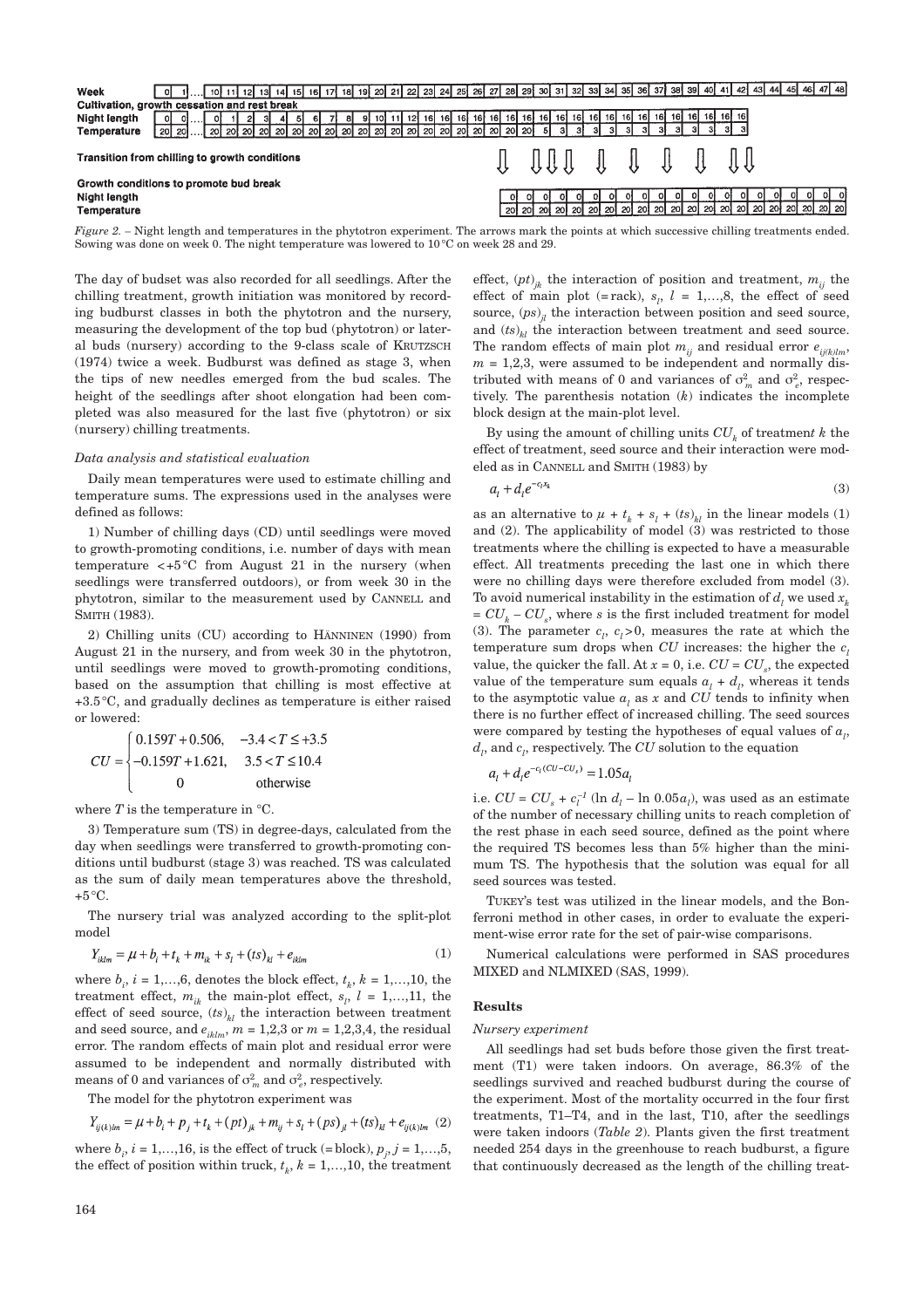| Week | 0 | 1 | .... | 10 | 11 | 12 | 13 | 14 | 15 | 16 | 17 | 18 | 19 | 20 | 21 | 22 | 23 | 24 | 25 | 26 | 27 | 28 | 29 | 30 | 31 | 32 | 33 | 34 | 35 | 36 | 37 | 38 | 39 | 40 | 41 | 42 | 43 | 44 | 45 | 46 | 47 | 48 |
|---|---|---|---|---|---|---|---|---|---|---|---|---|---|---|---|---|---|---|---|---|---|---|---|---|---|---|---|---|---|---|---|---|---|---|---|---|---|---|---|---|---|---|
| **Cultivation, growth cessation and rest break** | | | | | | | | | | | | | | | | | | | | | | | | | | | | | | | | | | | | | | | | | | |
| **Night length** | 0 | 0 | .... | 0 | 1 | 2 | 3 | 4 | 5 | 6 | 7 | 8 | 9 | 10 | 11 | 12 | 16 | 16 | 16 | 16 | 16 | 16 | 16 | 16 | 16 | 16 | 16 | 16 | 16 | 16 | 16 | 16 | 16 | 16 | 16 | | | | | | | |
| **Temperature** | 20 | 20 | .... | 20 | 20 | 20 | 20 | 20 | 20 | 20 | 20 | 20 | 20 | 20 | 20 | 20 | 20 | 20 | 20 | 20 | 20 | 20 | 20 | 20 | 5 | 3 | 3 | 3 | 3 | 3 | 3 | 3 | 3 | 3 | 3 | | | | | | | |
| **Transition from chilling to growth conditions** | | | | | | | | | | | | | | | | | | | | | | | | | | | | | | | | | | | | | | | | | | |
| **Growth conditions to promote bud break** | | | | | | | | | | | | | | | | | | | | | | | | | | | | | | | | | | | | | | | | | | |
| **Night length** | | | | | | | | | | | | | | | | | | | | | | | 0 | 0 | 0 | 0 | 0 | 0 | 0 | 0 | 0 | 0 | 0 | 0 | 0 | 0 | 0 | 0 | 0 | 0 | 0 | 0 |
| **Temperature** | | | | | | | | | | | | | | | | | | | | | | | 20 | 20 | 20 | 20 | 20 | 20 | 20 | 20 | 20 | 20 | 20 | 20 | 20 | 20 | 20 | 20 | 20 | 20 | 20 | 20 |

*Figure 2.* – Night length and temperatures in the phytotron experiment. The arrows mark the points at which successive chilling treatments ended. Sowing was done on week 0. The night temperature was lowered to 10 °C on week 28 and 29.

The day of budset was also recorded for all seedlings. After the chilling treatment, growth initiation was monitored by recording budburst classes in both the phytotron and the nursery, measuring the development of the top bud (phytotron) or lateral buds (nursery) according to the 9-class scale of KRUTZSCH (1974) twice a week. Budburst was defined as stage 3, when the tips of new needles emerged from the bud scales. The height of the seedlings after shoot elongation had been completed was also measured for the last five (phytotron) or six (nursery) chilling treatments.

### *Data analysis and statistical evaluation*

Daily mean temperatures were used to estimate chilling and temperature sums. The expressions used in the analyses were defined as follows:

1) Number of chilling days (CD) until seedlings were moved to growth-promoting conditions, i.e. number of days with mean temperature <+5 °C from August 21 in the nursery (when seedlings were transferred outdoors), or from week 30 in the phytotron, similar to the measurement used by CANNELL and SMITH (1983).

2) Chilling units (CU) according to HÄNNINEN (1990) from August 21 in the nursery, and from week 30 in the phytotron, until seedlings were moved to growth-promoting conditions, based on the assumption that chilling is most effective at +3.5 °C, and gradually declines as temperature is either raised or lowered:

$$CU = \begin{cases} 0.159T + 0.506, & -3.4 < T \leq +3.5 \\ -0.159T + 1.621, & 3.5 < T \leq 10.4 \\ 0 & \text{otherwise} \end{cases}$$

where $T$ is the temperature in °C.

3) Temperature sum (TS) in degree-days, calculated from the day when seedlings were transferred to growth-promoting conditions until budburst (stage 3) was reached. TS was calculated as the sum of daily mean temperatures above the threshold, +5 °C.

The nursery trial was analyzed according to the split-plot model

$$Y_{iklm} = \mu + b_i + t_k + m_{ik} + s_l + (ts)_{kl} + e_{iklm} \quad (1)$$

where $b_i$, $i = 1,\ldots,6$, denotes the block effect, $t_k$, $k = 1,\ldots,10$, the treatment effect, $m_{ik}$ the main-plot effect, $s_l$, $l = 1,\ldots,11$, the effect of seed source, $(ts)_{kl}$ the interaction between treatment and seed source, and $e_{iklm}$, $m = 1,2,3$ or $m = 1,2,3,4$, the residual error. The random effects of main plot and residual error were assumed to be independent and normally distributed with means of 0 and variances of $\sigma^2_m$ and $\sigma^2_e$, respectively.

The model for the phytotron experiment was

$$Y_{ij(k)lm} = \mu + b_i + p_j + t_k + (pt)_{jk} + m_{ij} + s_l + (ps)_{jl} + (ts)_{kl} + e_{ij(k)lm} \quad (2)$$

where $b_i$, $i = 1,\ldots,16$, is the effect of truck (= block), $p_j$, $j = 1,\ldots,5$, the effect of position within truck, $t_k$, $k = 1,\ldots,10$, the treatment effect, $(pt)_{jk}$ the interaction of position and treatment, $m_{ij}$ the effect of main plot (= rack), $s_l$, $l = 1,\ldots,8$, the effect of seed source, $(ps)_{jl}$ the interaction between position and seed source, and $(ts)_{kl}$ the interaction between treatment and seed source. The random effects of main plot $m_{ij}$ and residual error $e_{ij(k)lm}$, $m = 1,2,3$, were assumed to be independent and normally distributed with means of 0 and variances of $\sigma^2_m$ and $\sigma^2_e$, respectively. The parenthesis notation $(k)$ indicates the incomplete block design at the main-plot level.

By using the amount of chilling units $CU_k$ of treatment $k$ the effect of treatment, seed source and their interaction were modeled as in CANNELL and SMITH (1983) by

$$a_l + d_l e^{-c_l x_k} \quad (3)$$

as an alternative to $\mu + t_k + s_l + (ts)_{kl}$ in the linear models (1) and (2). The applicability of model (3) was restricted to those treatments where the chilling is expected to have a measurable effect. All treatments preceding the last one in which there were no chilling days were therefore excluded from model (3). To avoid numerical instability in the estimation of $d_l$ we used $x_k = CU_k - CU_s$, where $s$ is the first included treatment for model (3). The parameter $c_l$, $c_l > 0$, measures the rate at which the temperature sum drops when $CU$ increases: the higher the $c_l$ value, the quicker the fall. At $x = 0$, i.e. $CU = CU_s$, the expected value of the temperature sum equals $a_l + d_l$, whereas it tends to the asymptotic value $a_l$ as $x$ and $CU$ tends to infinity when there is no further effect of increased chilling. The seed sources were compared by testing the hypotheses of equal values of $a_l$, $d_l$, and $c_l$, respectively. The $CU$ solution to the equation

$$a_l + d_l e^{-c_l(CU - CU_s)} = 1.05a_l$$

i.e. $CU = CU_s + c_l^{-1} (\ln d_l - \ln 0.05a_l)$, was used as an estimate of the number of necessary chilling units to reach completion of the rest phase in each seed source, defined as the point where the required TS becomes less than 5% higher than the minimum TS. The hypothesis that the solution was equal for all seed sources was tested.

TUKEY's test was utilized in the linear models, and the Bonferroni method in other cases, in order to evaluate the experiment-wise error rate for the set of pair-wise comparisons.

Numerical calculations were performed in SAS procedures MIXED and NLMIXED (SAS, 1999).

## Results

### *Nursery experiment*

All seedlings had set buds before those given the first treatment (T1) were taken indoors. On average, 86.3% of the seedlings survived and reached budburst during the course of the experiment. Most of the mortality occurred in the four first treatments, T1–T4, and in the last, T10, after the seedlings were taken indoors (*Table 2*). Plants given the first treatment needed 254 days in the greenhouse to reach budburst, a figure that continuously decreased as the length of the chilling treat-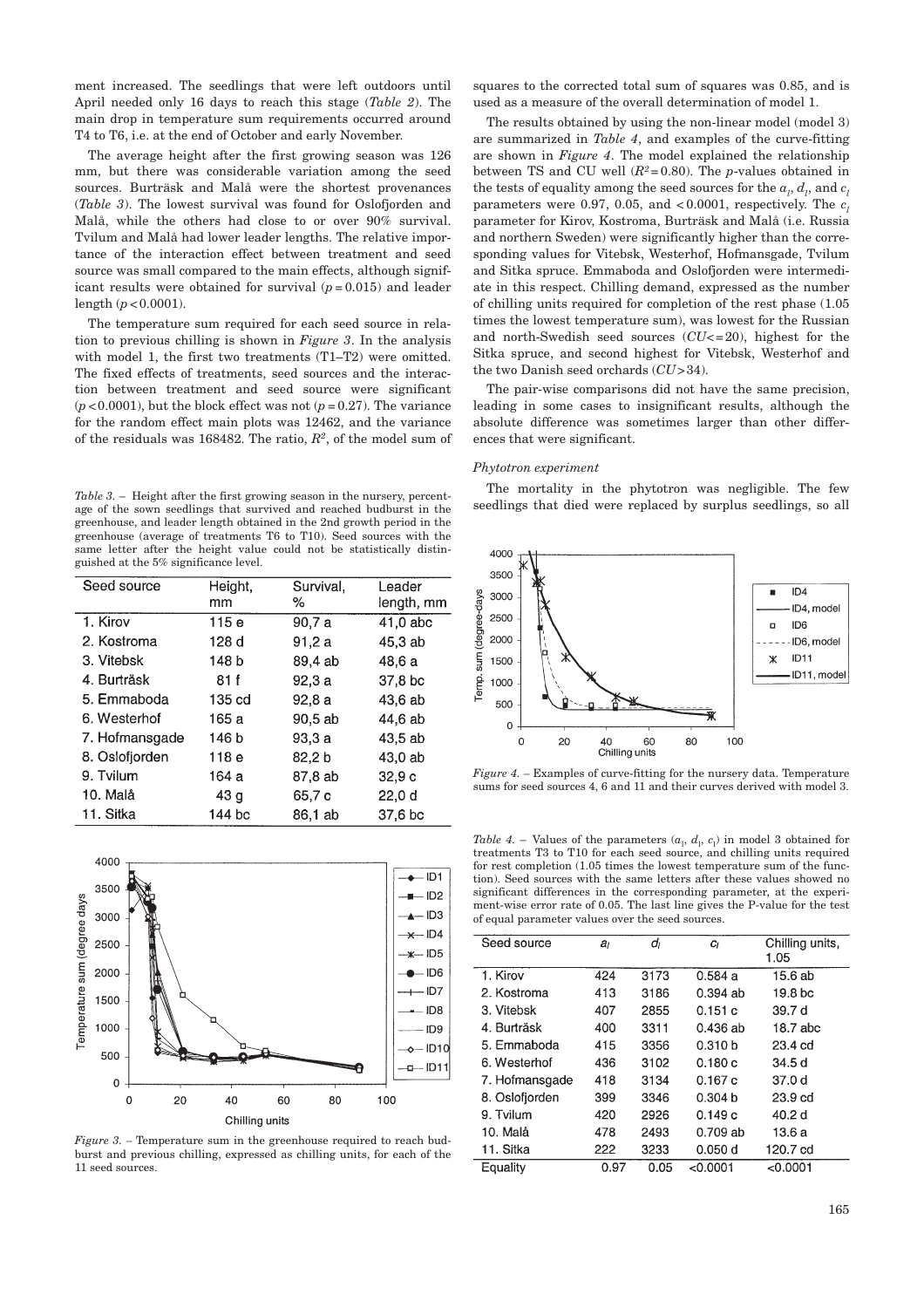ment increased. The seedlings that were left outdoors until April needed only 16 days to reach this stage (*Table 2*). The main drop in temperature sum requirements occurred around T4 to T6, i.e. at the end of October and early November.

The average height after the first growing season was 126 mm, but there was considerable variation among the seed sources. Burträsk and Malå were the shortest provenances (*Table 3*). The lowest survival was found for Oslofjorden and Malå, while the others had close to or over 90% survival. Tvilum and Malå had lower leader lengths. The relative importance of the interaction effect between treatment and seed source was small compared to the main effects, although significant results were obtained for survival ($p = 0.015$) and leader length ($p < 0.0001$).

The temperature sum required for each seed source in relation to previous chilling is shown in *Figure 3*. In the analysis with model 1, the first two treatments (T1–T2) were omitted. The fixed effects of treatments, seed sources and the interaction between treatment and seed source were significant ($p < 0.0001$), but the block effect was not ($p = 0.27$). The variance for the random effect main plots was 12462, and the variance of the residuals was 168482. The ratio, $R^2$, of the model sum of squares to the corrected total sum of squares was 0.85, and is used as a measure of the overall determination of model 1.

The results obtained by using the non-linear model (model 3) are summarized in *Table 4*, and examples of the curve-fitting are shown in *Figure 4*. The model explained the relationship between TS and CU well ($R^2 = 0.80$). The *p*-values obtained in the tests of equality among the seed sources for the $a_l$, $d_l$, and $c_l$ parameters were 0.97, 0.05, and $< 0.0001$, respectively. The $c_l$ parameter for Kirov, Kostroma, Burträsk and Malå (i.e. Russia and northern Sweden) were significantly higher than the corresponding values for Vitebsk, Westerhof, Hofmansgade, Tvilum and Sitka spruce. Emmaboda and Oslofjorden were intermediate in this respect. Chilling demand, expressed as the number of chilling units required for completion of the rest phase (1.05 times the lowest temperature sum), was lowest for the Russian and north-Swedish seed sources ($CU <= 20$), highest for the Sitka spruce, and second highest for Vitebsk, Westerhof and the two Danish seed orchards ($CU > 34$).

The pair-wise comparisons did not have the same precision, leading in some cases to insignificant results, although the absolute difference was sometimes larger than other differences that were significant.

*Table 3.* – Height after the first growing season in the nursery, percentage of the sown seedlings that survived and reached budburst in the greenhouse, and leader length obtained in the 2nd growth period in the greenhouse (average of treatments T6 to T10). Seed sources with the same letter after the height value could not be statistically distinguished at the 5% significance level.

| Seed source | Height, mm | Survival, % | Leader length, mm |
|---|---|---|---|
| 1. Kirov | 115 e | 90,7 a | 41,0 abc |
| 2. Kostroma | 128 d | 91,2 a | 45,3 ab |
| 3. Vitebsk | 148 b | 89,4 ab | 48,6 a |
| 4. Burträsk | 81 f | 92,3 a | 37,8 bc |
| 5. Emmaboda | 135 cd | 92,8 a | 43,6 ab |
| 6. Westerhof | 165 a | 90,5 ab | 44,6 ab |
| 7. Hofmansgade | 146 b | 93,3 a | 43,5 ab |
| 8. Oslofjorden | 118 e | 82,2 b | 43,0 ab |
| 9. Tvilum | 164 a | 87,8 ab | 32,9 c |
| 10. Malå | 43 g | 65,7 c | 22,0 d |
| 11. Sitka | 144 bc | 86,1 ab | 37,6 bc |

*Figure 3.* – Temperature sum in the greenhouse required to reach budburst and previous chilling, expressed as chilling units, for each of the 11 seed sources.

### *Phytotron experiment*

The mortality in the phytotron was negligible. The few seedlings that died were replaced by surplus seedlings, so all

*Figure 4.* – Examples of curve-fitting for the nursery data. Temperature sums for seed sources 4, 6 and 11 and their curves derived with model 3.

*Table 4.* – Values of the parameters ($a_l$, $d_l$, $c_l$) in model 3 obtained for treatments T3 to T10 for each seed source, and chilling units required for rest completion (1.05 times the lowest temperature sum of the function). Seed sources with the same letters after these values showed no significant differences in the corresponding parameter, at the experiment-wise error rate of 0.05. The last line gives the P-value for the test of equal parameter values over the seed sources.

| Seed source | $a_l$ | $d_l$ | $c_l$ | Chilling units, 1.05 |
|---|---|---|---|---|
| 1. Kirov | 424 | 3173 | 0.584 a | 15.6 ab |
| 2. Kostroma | 413 | 3186 | 0.394 ab | 19.8 bc |
| 3. Vitebsk | 407 | 2855 | 0.151 c | 39.7 d |
| 4. Burträsk | 400 | 3311 | 0.436 ab | 18.7 abc |
| 5. Emmaboda | 415 | 3356 | 0.310 b | 23.4 cd |
| 6. Westerhof | 436 | 3102 | 0.180 c | 34.5 d |
| 7. Hofmansgade | 418 | 3134 | 0.167 c | 37.0 d |
| 8. Oslofjorden | 399 | 3346 | 0.304 b | 23.9 cd |
| 9. Tvilum | 420 | 2926 | 0.149 c | 40.2 d |
| 10. Malå | 478 | 2493 | 0.709 ab | 13.6 a |
| 11. Sitka | 222 | 3233 | 0.050 d | 120.7 cd |
| Equality | 0.97 | 0.05 | <0.0001 | <0.0001 |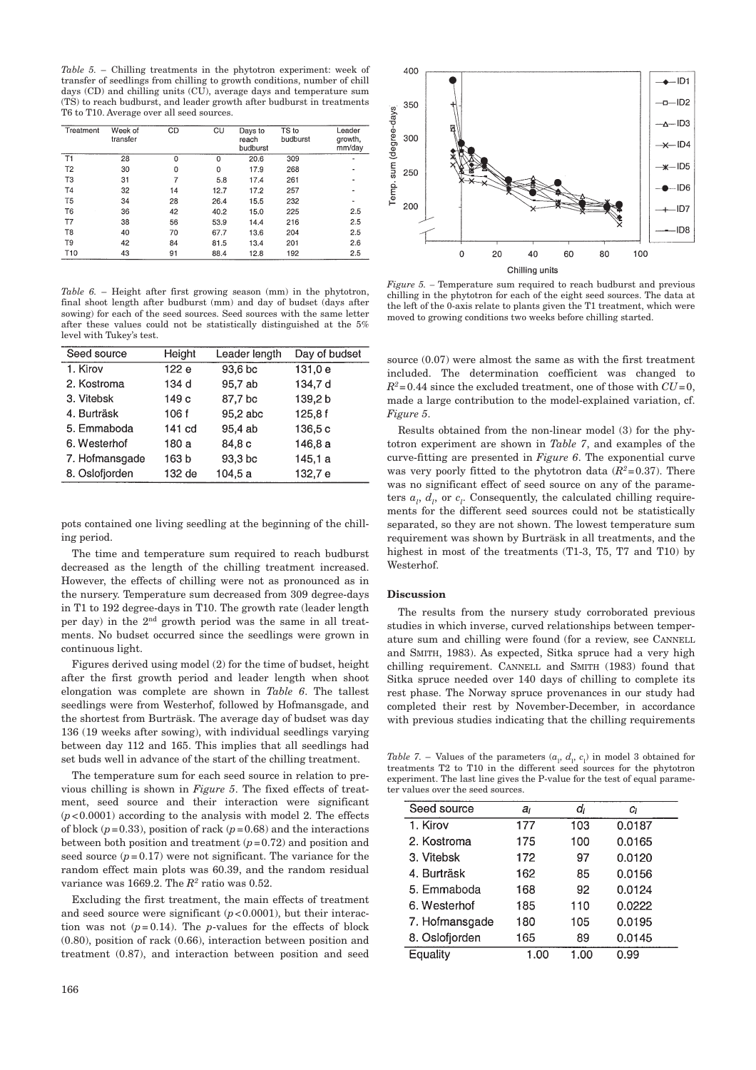*Table 5.* – Chilling treatments in the phytotron experiment: week of transfer of seedlings from chilling to growth conditions, number of chill days (CD) and chilling units (CU), average days and temperature sum (TS) to reach budburst, and leader growth after budburst in treatments T6 to T10. Average over all seed sources.

| Treatment | Week of transfer | CD | CU | Days to reach budburst | TS to budburst | Leader growth, mm/day |
|---|---|---|---|---|---|---|
| T1 | 28 | 0 | 0 | 20.6 | 309 | - |
| T2 | 30 | 0 | 0 | 17.9 | 268 | - |
| T3 | 31 | 7 | 5.8 | 17.4 | 261 | - |
| T4 | 32 | 14 | 12.7 | 17.2 | 257 | - |
| T5 | 34 | 28 | 26.4 | 15.5 | 232 | - |
| T6 | 36 | 42 | 40.2 | 15.0 | 225 | 2.5 |
| T7 | 38 | 56 | 53.9 | 14.4 | 216 | 2.5 |
| T8 | 40 | 70 | 67.7 | 13.6 | 204 | 2.5 |
| T9 | 42 | 84 | 81.5 | 13.4 | 201 | 2.6 |
| T10 | 43 | 91 | 88.4 | 12.8 | 192 | 2.5 |

*Table 6.* – Height after first growing season (mm) in the phytotron, final shoot length after budburst (mm) and day of budset (days after sowing) for each of the seed sources. Seed sources with the same letter after these values could not be statistically distinguished at the 5% level with Tukey's test.

| Seed source | Height | Leader length | Day of budset |
|---|---|---|---|
| 1. Kirov | 122 e | 93,6 bc | 131,0 e |
| 2. Kostroma | 134 d | 95,7 ab | 134,7 d |
| 3. Vitebsk | 149 c | 87,7 bc | 139,2 b |
| 4. Burträsk | 106 f | 95,2 abc | 125,8 f |
| 5. Emmaboda | 141 cd | 95,4 ab | 136,5 c |
| 6. Westerhof | 180 a | 84,8 c | 146,8 a |
| 7. Hofmansgade | 163 b | 93,3 bc | 145,1 a |
| 8. Oslofjorden | 132 de | 104,5 a | 132,7 e |

pots contained one living seedling at the beginning of the chilling period.

The time and temperature sum required to reach budburst decreased as the length of the chilling treatment increased. However, the effects of chilling were not as pronounced as in the nursery. Temperature sum decreased from 309 degree-days in T1 to 192 degree-days in T10. The growth rate (leader length per day) in the 2nd growth period was the same in all treatments. No budset occurred since the seedlings were grown in continuous light.

Figures derived using model (2) for the time of budset, height after the first growth period and leader length when shoot elongation was complete are shown in *Table 6*. The tallest seedlings were from Westerhof, followed by Hofmansgade, and the shortest from Burträsk. The average day of budset was day 136 (19 weeks after sowing), with individual seedlings varying between day 112 and 165. This implies that all seedlings had set buds well in advance of the start of the chilling treatment.

The temperature sum for each seed source in relation to previous chilling is shown in *Figure 5*. The fixed effects of treatment, seed source and their interaction were significant ($p < 0.0001$) according to the analysis with model 2. The effects of block ($p = 0.33$), position of rack ($p = 0.68$) and the interactions between both position and treatment ($p = 0.72$) and position and seed source ($p = 0.17$) were not significant. The variance for the random effect main plots was 60.39, and the random residual variance was 1669.2. The $R^2$ ratio was 0.52.

Excluding the first treatment, the main effects of treatment and seed source were significant ($p < 0.0001$), but their interaction was not ($p = 0.14$). The $p$-values for the effects of block (0.80), position of rack (0.66), interaction between position and treatment (0.87), and interaction between position and seed source (0.07) were almost the same as with the first treatment included. The determination coefficient was changed to $R^2 = 0.44$ since the excluded treatment, one of those with $CU = 0$, made a large contribution to the model-explained variation, cf. *Figure 5*.

*Figure 5.* – Temperature sum required to reach budburst and previous chilling in the phytotron for each of the eight seed sources. The data at the left of the 0-axis relate to plants given the T1 treatment, which were moved to growing conditions two weeks before chilling started.

Results obtained from the non-linear model (3) for the phytotron experiment are shown in *Table 7*, and examples of the curve-fitting are presented in *Figure 6*. The exponential curve was very poorly fitted to the phytotron data ($R^2 = 0.37$). There was no significant effect of seed source on any of the parameters $a_l$, $d_l$, or $c_l$. Consequently, the calculated chilling requirements for the different seed sources could not be statistically separated, so they are not shown. The lowest temperature sum requirement was shown by Burträsk in all treatments, and the highest in most of the treatments (T1-3, T5, T7 and T10) by Westerhof.

## Discussion

The results from the nursery study corroborated previous studies in which inverse, curved relationships between temperature sum and chilling were found (for a review, see CANNELL and SMITH, 1983). As expected, Sitka spruce had a very high chilling requirement. CANNELL and SMITH (1983) found that Sitka spruce needed over 140 days of chilling to complete its rest phase. The Norway spruce provenances in our study had completed their rest by November-December, in accordance with previous studies indicating that the chilling requirements

*Table 7.* – Values of the parameters ($a_l$, $d_l$, $c_l$) in model 3 obtained for treatments T2 to T10 in the different seed sources for the phytotron experiment. The last line gives the P-value for the test of equal parameter values over the seed sources.

| Seed source | $a_l$ | $d_l$ | $c_l$ |
|---|---|---|---|
| 1. Kirov | 177 | 103 | 0.0187 |
| 2. Kostroma | 175 | 100 | 0.0165 |
| 3. Vitebsk | 172 | 97 | 0.0120 |
| 4. Burträsk | 162 | 85 | 0.0156 |
| 5. Emmaboda | 168 | 92 | 0.0124 |
| 6. Westerhof | 185 | 110 | 0.0222 |
| 7. Hofmansgade | 180 | 105 | 0.0195 |
| 8. Oslofjorden | 165 | 89 | 0.0145 |
| Equality | 1.00 | 1.00 | 0.99 |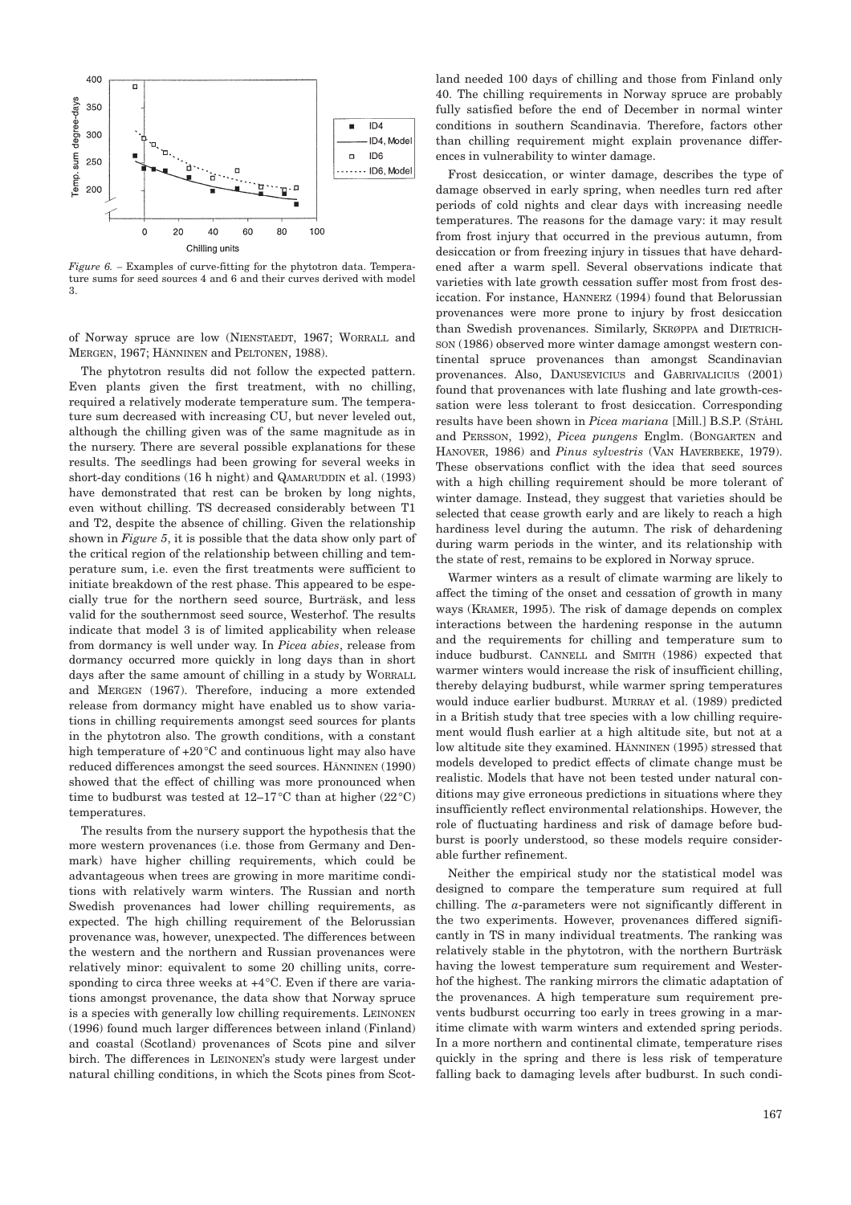*Figure 6.* – Examples of curve-fitting for the phytotron data. Temperature sums for seed sources 4 and 6 and their curves derived with model 3.

of Norway spruce are low (NIENSTAEDT, 1967; WORRALL and MERGEN, 1967; HÄNNINEN and PELTONEN, 1988).

The phytotron results did not follow the expected pattern. Even plants given the first treatment, with no chilling, required a relatively moderate temperature sum. The temperature sum decreased with increasing CU, but never leveled out, although the chilling given was of the same magnitude as in the nursery. There are several possible explanations for these results. The seedlings had been growing for several weeks in short-day conditions (16 h night) and QAMARUDDIN et al. (1993) have demonstrated that rest can be broken by long nights, even without chilling. TS decreased considerably between T1 and T2, despite the absence of chilling. Given the relationship shown in *Figure 5*, it is possible that the data show only part of the critical region of the relationship between chilling and temperature sum, i.e. even the first treatments were sufficient to initiate breakdown of the rest phase. This appeared to be especially true for the northern seed source, Burträsk, and less valid for the southernmost seed source, Westerhof. The results indicate that model 3 is of limited applicability when release from dormancy is well under way. In *Picea abies*, release from dormancy occurred more quickly in long days than in short days after the same amount of chilling in a study by WORRALL and MERGEN (1967). Therefore, inducing a more extended release from dormancy might have enabled us to show variations in chilling requirements amongst seed sources for plants in the phytotron also. The growth conditions, with a constant high temperature of +20 °C and continuous light may also have reduced differences amongst the seed sources. HÄNNINEN (1990) showed that the effect of chilling was more pronounced when time to budburst was tested at 12–17 °C than at higher (22 °C) temperatures.

The results from the nursery support the hypothesis that the more western provenances (i.e. those from Germany and Denmark) have higher chilling requirements, which could be advantageous when trees are growing in more maritime conditions with relatively warm winters. The Russian and north Swedish provenances had lower chilling requirements, as expected. The high chilling requirement of the Belorussian provenance was, however, unexpected. The differences between the western and the northern and Russian provenances were relatively minor: equivalent to some 20 chilling units, corresponding to circa three weeks at +4 °C. Even if there are variations amongst provenance, the data show that Norway spruce is a species with generally low chilling requirements. LEINONEN (1996) found much larger differences between inland (Finland) and coastal (Scotland) provenances of Scots pine and silver birch. The differences in LEINONEN's study were largest under natural chilling conditions, in which the Scots pines from Scotland needed 100 days of chilling and those from Finland only 40. The chilling requirements in Norway spruce are probably fully satisfied before the end of December in normal winter conditions in southern Scandinavia. Therefore, factors other than chilling requirement might explain provenance differences in vulnerability to winter damage.

Frost desiccation, or winter damage, describes the type of damage observed in early spring, when needles turn red after periods of cold nights and clear days with increasing needle temperatures. The reasons for the damage vary: it may result from frost injury that occurred in the previous autumn, from desiccation or from freezing injury in tissues that have dehardened after a warm spell. Several observations indicate that varieties with late growth cessation suffer most from frost desiccation. For instance, HANNERZ (1994) found that Belorussian provenances were more prone to injury by frost desiccation than Swedish provenances. Similarly, SKRØPPA and DIETRICHSON (1986) observed more winter damage amongst western continental spruce provenances than amongst Scandinavian provenances. Also, DANUSEVICIUS and GABRIVALICIUS (2001) found that provenances with late flushing and late growth-cessation were less tolerant to frost desiccation. Corresponding results have been shown in *Picea mariana* [Mill.] B.S.P. (STÅHL and PERSSON, 1992), *Picea pungens* Englm. (BONGARTEN and HANOVER, 1986) and *Pinus sylvestris* (VAN HAVERBEKE, 1979). These observations conflict with the idea that seed sources with a high chilling requirement should be more tolerant of winter damage. Instead, they suggest that varieties should be selected that cease growth early and are likely to reach a high hardiness level during the autumn. The risk of dehardening during warm periods in the winter, and its relationship with the state of rest, remains to be explored in Norway spruce.

Warmer winters as a result of climate warming are likely to affect the timing of the onset and cessation of growth in many ways (KRAMER, 1995). The risk of damage depends on complex interactions between the hardening response in the autumn and the requirements for chilling and temperature sum to induce budburst. CANNELL and SMITH (1986) expected that warmer winters would increase the risk of insufficient chilling, thereby delaying budburst, while warmer spring temperatures would induce earlier budburst. MURRAY et al. (1989) predicted in a British study that tree species with a low chilling requirement would flush earlier at a high altitude site, but not at a low altitude site they examined. HÄNNINEN (1995) stressed that models developed to predict effects of climate change must be realistic. Models that have not been tested under natural conditions may give erroneous predictions in situations where they insufficiently reflect environmental relationships. However, the role of fluctuating hardiness and risk of damage before budburst is poorly understood, so these models require considerable further refinement.

Neither the empirical study nor the statistical model was designed to compare the temperature sum required at full chilling. The *a*-parameters were not significantly different in the two experiments. However, provenances differed significantly in TS in many individual treatments. The ranking was relatively stable in the phytotron, with the northern Burträsk having the lowest temperature sum requirement and Westerhof the highest. The ranking mirrors the climatic adaptation of the provenances. A high temperature sum requirement prevents budburst occurring too early in trees growing in a maritime climate with warm winters and extended spring periods. In a more northern and continental climate, temperature rises quickly in the spring and there is less risk of temperature falling back to damaging levels after budburst. In such condi-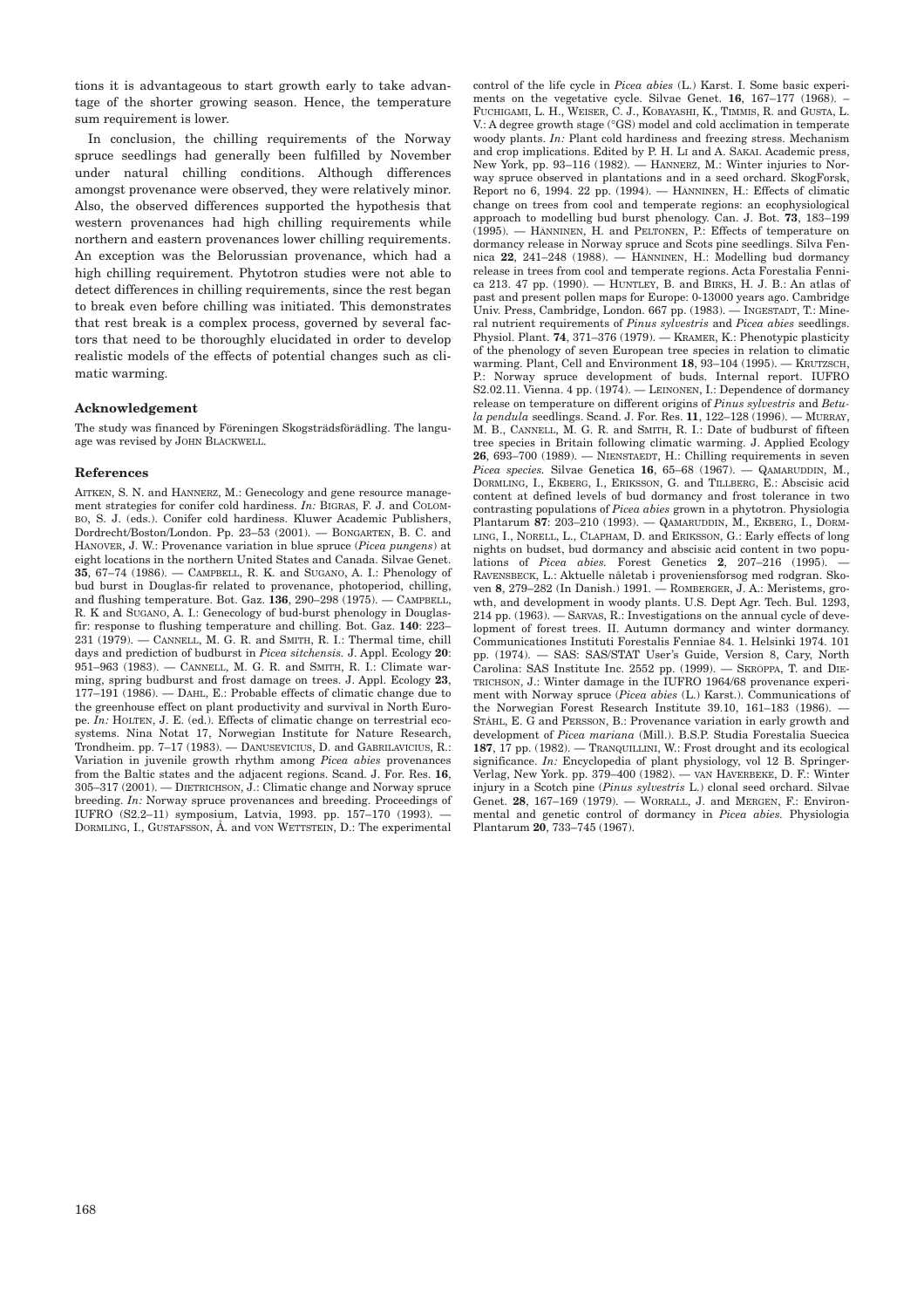tions it is advantageous to start growth early to take advantage of the shorter growing season. Hence, the temperature sum requirement is lower.

In conclusion, the chilling requirements of the Norway spruce seedlings had generally been fulfilled by November under natural chilling conditions. Although differences amongst provenance were observed, they were relatively minor. Also, the observed differences supported the hypothesis that western provenances had high chilling requirements while northern and eastern provenances lower chilling requirements. An exception was the Belorussian provenance, which had a high chilling requirement. Phytotron studies were not able to detect differences in chilling requirements, since the rest began to break even before chilling was initiated. This demonstrates that rest break is a complex process, governed by several factors that need to be thoroughly elucidated in order to develop realistic models of the effects of potential changes such as climatic warming.

### Acknowledgement

The study was financed by Föreningen Skogsträdsförädling. The language was revised by John Blackwell.

### References

Aitken, S. N. and Hannerz, M.: Genecology and gene resource management strategies for conifer cold hardiness. *In:* Bigras, F. J. and Colombo, S. J. (eds.). Conifer cold hardiness. Kluwer Academic Publishers, Dordrecht/Boston/London. Pp. 23–53 (2001). — Bongarten, B. C. and Hanover, J. W.: Provenance variation in blue spruce (*Picea pungens*) at eight locations in the northern United States and Canada. Silvae Genet. **35**, 67–74 (1986). — Campbell, R. K. and Sugano, A. I.: Phenology of bud burst in Douglas-fir related to provenance, photoperiod, chilling, and flushing temperature. Bot. Gaz. **136**, 290–298 (1975). — Campbell, R. K and Sugano, A. I.: Genecology of bud-burst phenology in Douglas-fir: response to flushing temperature and chilling. Bot. Gaz. **140**: 223–231 (1979). — Cannell, M. G. R. and Smith, R. I.: Thermal time, chill days and prediction of budburst in *Picea sitchensis.* J. Appl. Ecology **20**: 951–963 (1983). — Cannell, M. G. R. and Smith, R. I.: Climate warming, spring budburst and frost damage on trees. J. Appl. Ecology **23**, 177–191 (1986). — Dahl, E.: Probable effects of climatic change due to the greenhouse effect on plant productivity and survival in North Europe. *In:* Holten, J. E. (ed.). Effects of climatic change on terrestrial ecosystems. Nina Notat 17, Norwegian Institute for Nature Research, Trondheim. pp. 7–17 (1983). — Danusevicius, D. and Gabrilavicius, R.: Variation in juvenile growth rhythm among *Picea abies* provenances from the Baltic states and the adjacent regions. Scand. J. For. Res. **16**, 305–317 (2001). — Dietrichson, J.: Climatic change and Norway spruce breeding. *In:* Norway spruce provenances and breeding. Proceedings of IUFRO (S2.2–11) symposium, Latvia, 1993. pp. 157–170 (1993). — Dormling, I., Gustafsson, Å. and von Wettstein, D.: The experimental control of the life cycle in *Picea abies* (L.) Karst. I. Some basic experiments on the vegetative cycle. Silvae Genet. **16**, 167–177 (1968). – Fuchigami, L. H., Weiser, C. J., Kobayashi, K., Timmis, R. and Gusta, L. V.: A degree growth stage (°GS) model and cold acclimation in temperate woody plants. *In:* Plant cold hardiness and freezing stress. Mechanism and crop implications. Edited by P. H. Li and A. Sakai. Academic press, New York, pp. 93–116 (1982). — Hannerz, M.: Winter injuries to Norway spruce observed in plantations and in a seed orchard. SkogForsk, Report no 6, 1994. 22 pp. (1994). — Hänninen, H.: Effects of climatic change on trees from cool and temperate regions: an ecophysiological approach to modelling bud burst phenology. Can. J. Bot. **73**, 183–199 (1995). — Hänninen, H. and Peltonen, P.: Effects of temperature on dormancy release in Norway spruce and Scots pine seedlings. Silva Fennica **22**, 241–248 (1988). — Hänninen, H.: Modelling bud dormancy release in trees from cool and temperate regions. Acta Forestalia Fennica 213. 47 pp. (1990). — Huntley, B. and Birks, H. J. B.: An atlas of past and present pollen maps for Europe: 0-13000 years ago. Cambridge Univ. Press, Cambridge, London. 667 pp. (1983). — Ingestadt, T.: Mineral nutrient requirements of *Pinus sylvestris* and *Picea abies* seedlings. Physiol. Plant. **74**, 371–376 (1979). — Kramer, K.: Phenotypic plasticity of the phenology of seven European tree species in relation to climatic warming. Plant, Cell and Environment **18**, 93–104 (1995). — Krutzsch, P.: Norway spruce development of buds. Internal report. IUFRO S2.02.11. Vienna. 4 pp. (1974). — Leinonen, I.: Dependence of dormancy release on temperature on different origins of *Pinus sylvestris* and *Betula pendula* seedlings. Scand. J. For. Res. **11**, 122–128 (1996). — Murray, M. B., Cannell, M. G. R. and Smith, R. I.: Date of budburst of fifteen tree species in Britain following climatic warming. J. Applied Ecology **26**, 693–700 (1989). — Nienstaedt, H.: Chilling requirements in seven *Picea species.* Silvae Genetica **16**, 65–68 (1967). — Qamaruddin, M., Dormling, I., Ekberg, I., Eriksson, G. and Tillberg, E.: Abscisic acid content at defined levels of bud dormancy and frost tolerance in two contrasting populations of *Picea abies* grown in a phytotron. Physiologia Plantarum **87**: 203–210 (1993). — Qamaruddin, M., Ekberg, I., Dormling, I., Norell, L., Clapham, D. and Eriksson, G.: Early effects of long nights on budset, bud dormancy and abscisic acid content in two populations of *Picea abies.* Forest Genetics **2**, 207–216 (1995). — Ravensbeck, L.: Aktuelle nåletab i proveniensforsog med rodgran. Skoven **8**, 279–282 (In Danish.) 1991. — Romberger, J. A.: Meristems, growth, and development in woody plants. U.S. Dept Agr. Tech. Bul. 1293, 214 pp. (1963). — Sarvas, R.: Investigations on the annual cycle of development of forest trees. II. Autumn dormancy and winter dormancy. Communicationes Instituti Forestalis Fenniae 84. 1. Helsinki 1974. 101 pp. (1974). — SAS: SAS/STAT User's Guide, Version 8, Cary, North Carolina: SAS Institute Inc. 2552 pp. (1999). — Skrøppa, T. and Dietrichson, J.: Winter damage in the IUFRO 1964/68 provenance experiment with Norway spruce (*Picea abies* (L.) Karst.). Communications of the Norwegian Forest Research Institute 39.10, 161–183 (1986). — Ståhl, E. G and Persson, B.: Provenance variation in early growth and development of *Picea mariana* (Mill.). B.S.P. Studia Forestalia Suecica **187**, 17 pp. (1982). — Tranquillini, W.: Frost drought and its ecological significance. *In:* Encyclopedia of plant physiology, vol 12 B. Springer-Verlag, New York. pp. 379–400 (1982). — van Haverbeke, D. F.: Winter injury in a Scotch pine (*Pinus sylvestris* L.) clonal seed orchard. Silvae Genet. **28**, 167–169 (1979). — Worrall, J. and Mergen, F.: Environmental and genetic control of dormancy in *Picea abies.* Physiologia Plantarum **20**, 733–745 (1967).